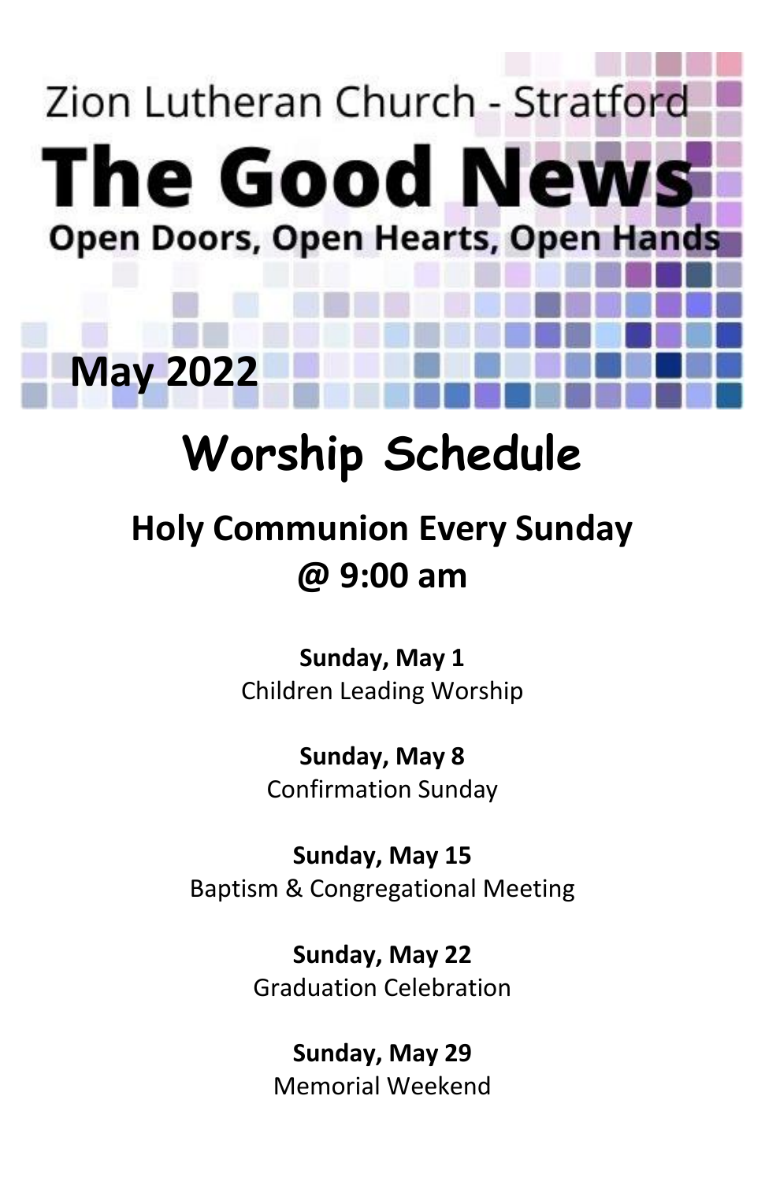Zion Lutheran Church - Stratford

# The Good News

**Open Doors, Open Hearts, Open Hands**

**May 2022**

## Worship Schedule

### Holy Communion Every Sunday @ 9:00 am

**Sunday, May 1**
Children Leading Worship

**Sunday, May 8**
Confirmation Sunday

**Sunday, May 15**
Baptism & Congregational Meeting

**Sunday, May 22**
Graduation Celebration

**Sunday, May 29**
Memorial Weekend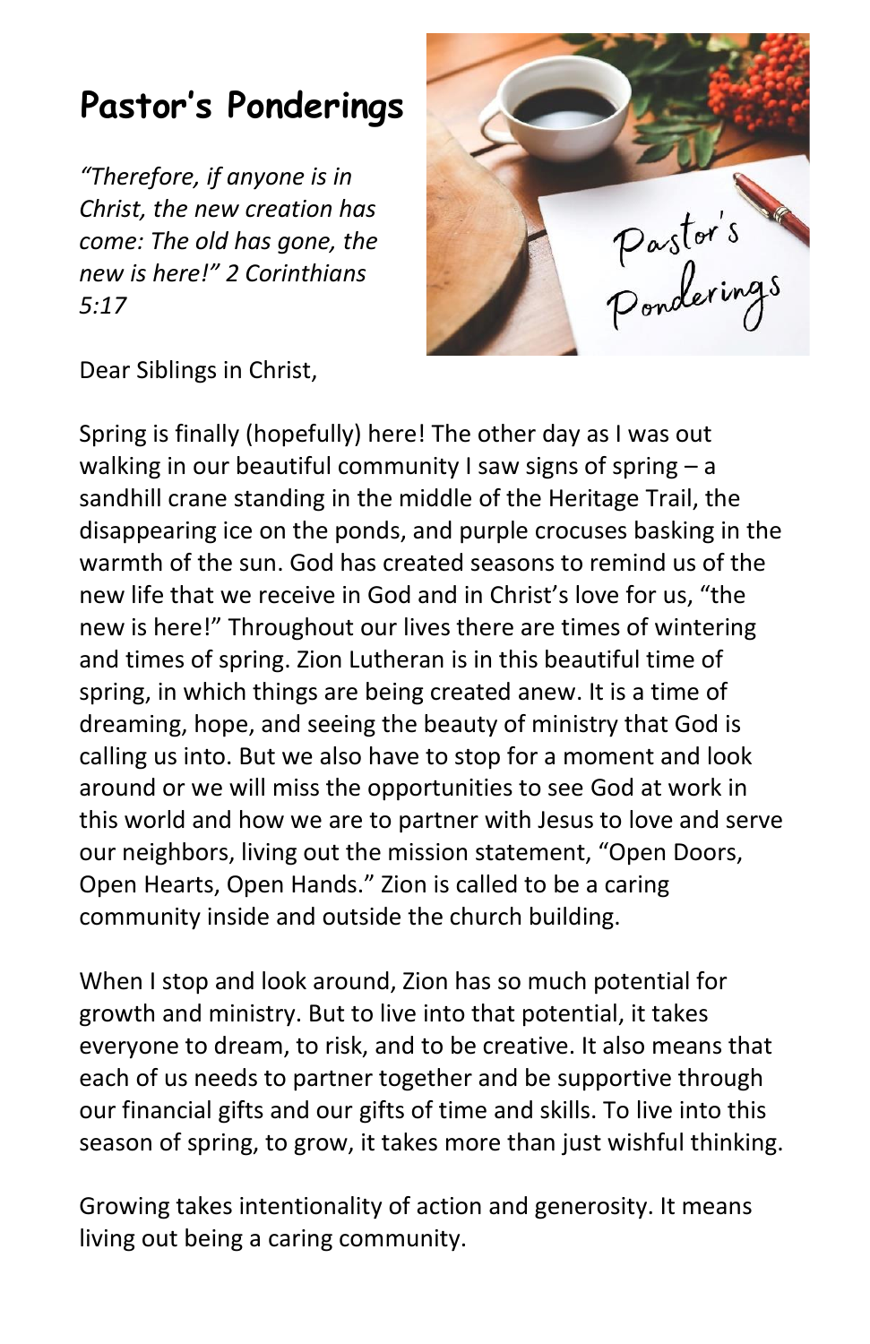# Pastor's Ponderings

*"Therefore, if anyone is in Christ, the new creation has come: The old has gone, the new is here!" 2 Corinthians 5:17*

Dear Siblings in Christ,

Spring is finally (hopefully) here! The other day as I was out walking in our beautiful community I saw signs of spring – a sandhill crane standing in the middle of the Heritage Trail, the disappearing ice on the ponds, and purple crocuses basking in the warmth of the sun. God has created seasons to remind us of the new life that we receive in God and in Christ's love for us, "the new is here!" Throughout our lives there are times of wintering and times of spring. Zion Lutheran is in this beautiful time of spring, in which things are being created anew. It is a time of dreaming, hope, and seeing the beauty of ministry that God is calling us into. But we also have to stop for a moment and look around or we will miss the opportunities to see God at work in this world and how we are to partner with Jesus to love and serve our neighbors, living out the mission statement, "Open Doors, Open Hearts, Open Hands." Zion is called to be a caring community inside and outside the church building.

When I stop and look around, Zion has so much potential for growth and ministry. But to live into that potential, it takes everyone to dream, to risk, and to be creative. It also means that each of us needs to partner together and be supportive through our financial gifts and our gifts of time and skills. To live into this season of spring, to grow, it takes more than just wishful thinking.

Growing takes intentionality of action and generosity. It means living out being a caring community.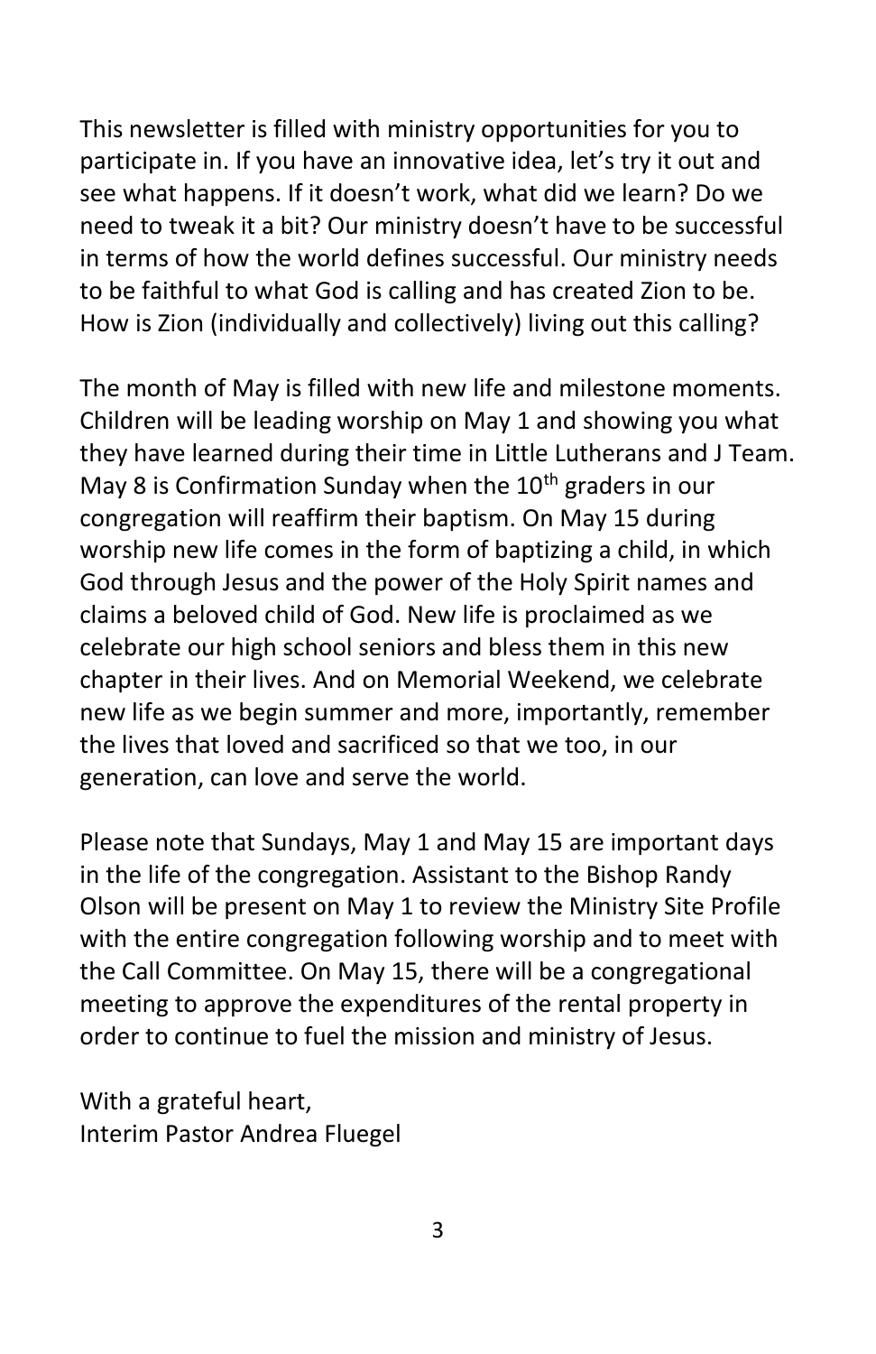This newsletter is filled with ministry opportunities for you to participate in. If you have an innovative idea, let's try it out and see what happens. If it doesn't work, what did we learn? Do we need to tweak it a bit? Our ministry doesn't have to be successful in terms of how the world defines successful. Our ministry needs to be faithful to what God is calling and has created Zion to be. How is Zion (individually and collectively) living out this calling?

The month of May is filled with new life and milestone moments. Children will be leading worship on May 1 and showing you what they have learned during their time in Little Lutherans and J Team. May 8 is Confirmation Sunday when the 10th graders in our congregation will reaffirm their baptism. On May 15 during worship new life comes in the form of baptizing a child, in which God through Jesus and the power of the Holy Spirit names and claims a beloved child of God. New life is proclaimed as we celebrate our high school seniors and bless them in this new chapter in their lives. And on Memorial Weekend, we celebrate new life as we begin summer and more, importantly, remember the lives that loved and sacrificed so that we too, in our generation, can love and serve the world.

Please note that Sundays, May 1 and May 15 are important days in the life of the congregation. Assistant to the Bishop Randy Olson will be present on May 1 to review the Ministry Site Profile with the entire congregation following worship and to meet with the Call Committee. On May 15, there will be a congregational meeting to approve the expenditures of the rental property in order to continue to fuel the mission and ministry of Jesus.

With a grateful heart,
Interim Pastor Andrea Fluegel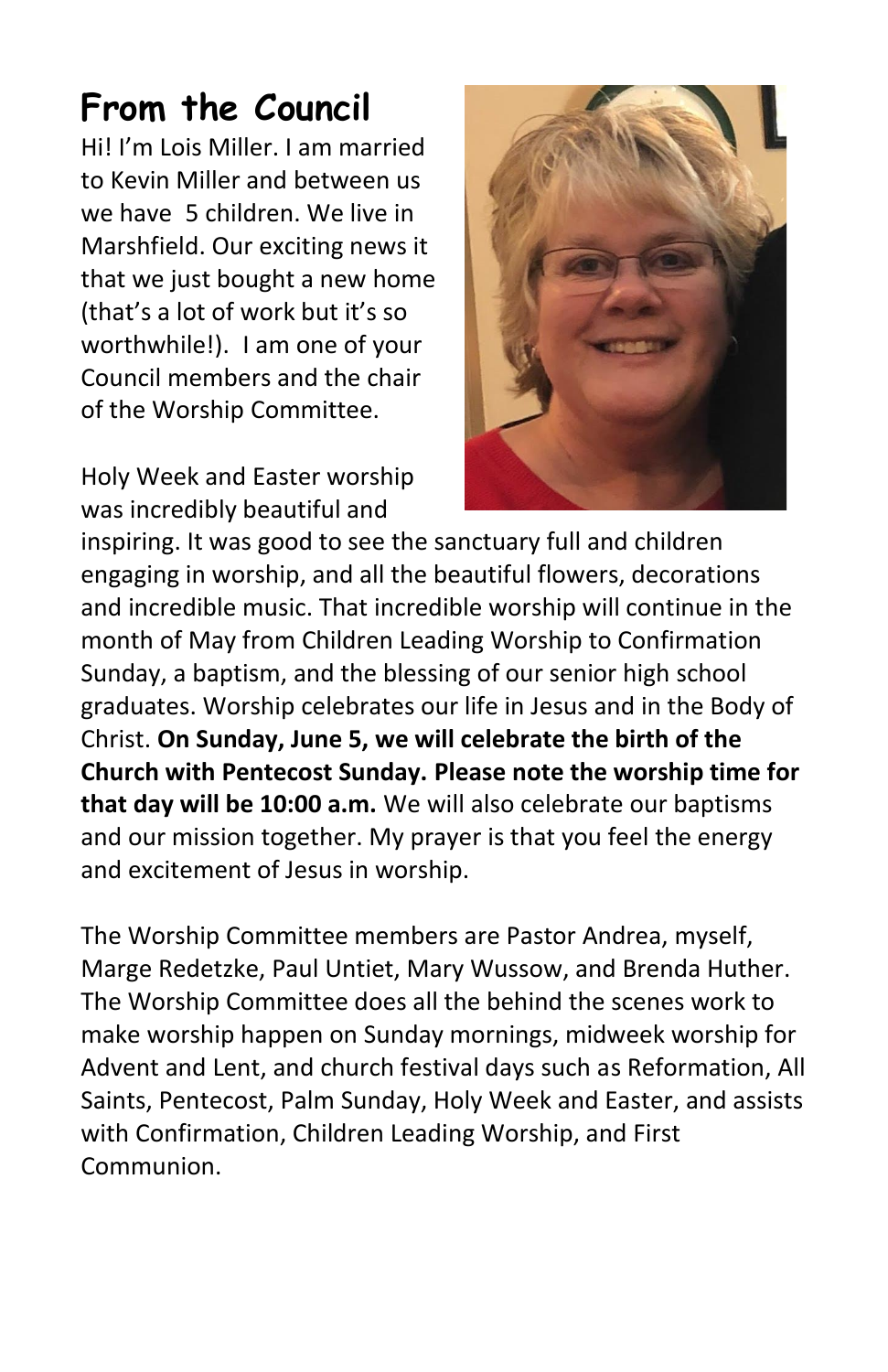# From the Council

Hi! I'm Lois Miller. I am married to Kevin Miller and between us we have 5 children. We live in Marshfield. Our exciting news it that we just bought a new home (that's a lot of work but it's so worthwhile!). I am one of your Council members and the chair of the Worship Committee.

Holy Week and Easter worship was incredibly beautiful and inspiring. It was good to see the sanctuary full and children engaging in worship, and all the beautiful flowers, decorations and incredible music. That incredible worship will continue in the month of May from Children Leading Worship to Confirmation Sunday, a baptism, and the blessing of our senior high school graduates. Worship celebrates our life in Jesus and in the Body of Christ. **On Sunday, June 5, we will celebrate the birth of the Church with Pentecost Sunday. Please note the worship time for that day will be 10:00 a.m.** We will also celebrate our baptisms and our mission together. My prayer is that you feel the energy and excitement of Jesus in worship.

The Worship Committee members are Pastor Andrea, myself, Marge Redetzke, Paul Untiet, Mary Wussow, and Brenda Huther. The Worship Committee does all the behind the scenes work to make worship happen on Sunday mornings, midweek worship for Advent and Lent, and church festival days such as Reformation, All Saints, Pentecost, Palm Sunday, Holy Week and Easter, and assists with Confirmation, Children Leading Worship, and First Communion.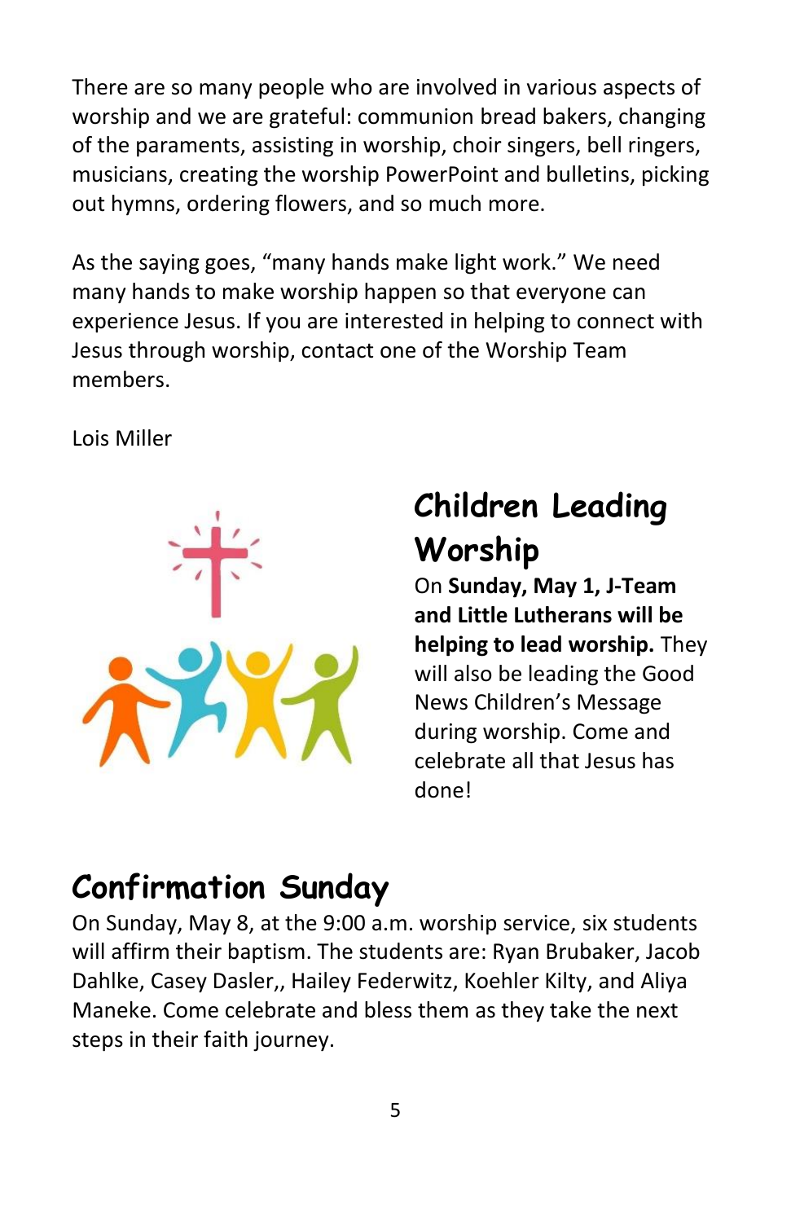There are so many people who are involved in various aspects of worship and we are grateful: communion bread bakers, changing of the paraments, assisting in worship, choir singers, bell ringers, musicians, creating the worship PowerPoint and bulletins, picking out hymns, ordering flowers, and so much more.

As the saying goes, "many hands make light work." We need many hands to make worship happen so that everyone can experience Jesus. If you are interested in helping to connect with Jesus through worship, contact one of the Worship Team members.

Lois Miller

## Children Leading Worship

On **Sunday, May 1, J-Team and Little Lutherans will be helping to lead worship.** They will also be leading the Good News Children's Message during worship. Come and celebrate all that Jesus has done!

## Confirmation Sunday

On Sunday, May 8, at the 9:00 a.m. worship service, six students will affirm their baptism. The students are: Ryan Brubaker, Jacob Dahlke, Casey Dasler,, Hailey Federwitz, Koehler Kilty, and Aliya Maneke. Come celebrate and bless them as they take the next steps in their faith journey.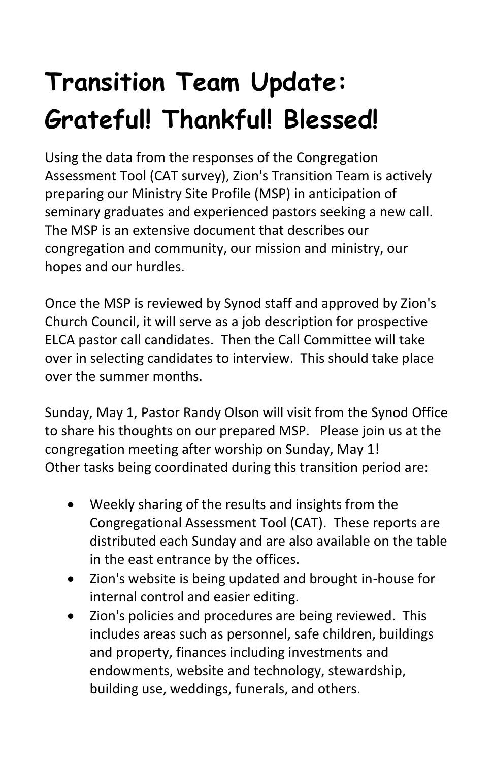# Transition Team Update: Grateful! Thankful! Blessed!

Using the data from the responses of the Congregation Assessment Tool (CAT survey), Zion's Transition Team is actively preparing our Ministry Site Profile (MSP) in anticipation of seminary graduates and experienced pastors seeking a new call. The MSP is an extensive document that describes our congregation and community, our mission and ministry, our hopes and our hurdles.

Once the MSP is reviewed by Synod staff and approved by Zion's Church Council, it will serve as a job description for prospective ELCA pastor call candidates. Then the Call Committee will take over in selecting candidates to interview. This should take place over the summer months.

Sunday, May 1, Pastor Randy Olson will visit from the Synod Office to share his thoughts on our prepared MSP. Please join us at the congregation meeting after worship on Sunday, May 1!
Other tasks being coordinated during this transition period are:

- Weekly sharing of the results and insights from the Congregational Assessment Tool (CAT). These reports are distributed each Sunday and are also available on the table in the east entrance by the offices.
- Zion's website is being updated and brought in-house for internal control and easier editing.
- Zion's policies and procedures are being reviewed. This includes areas such as personnel, safe children, buildings and property, finances including investments and endowments, website and technology, stewardship, building use, weddings, funerals, and others.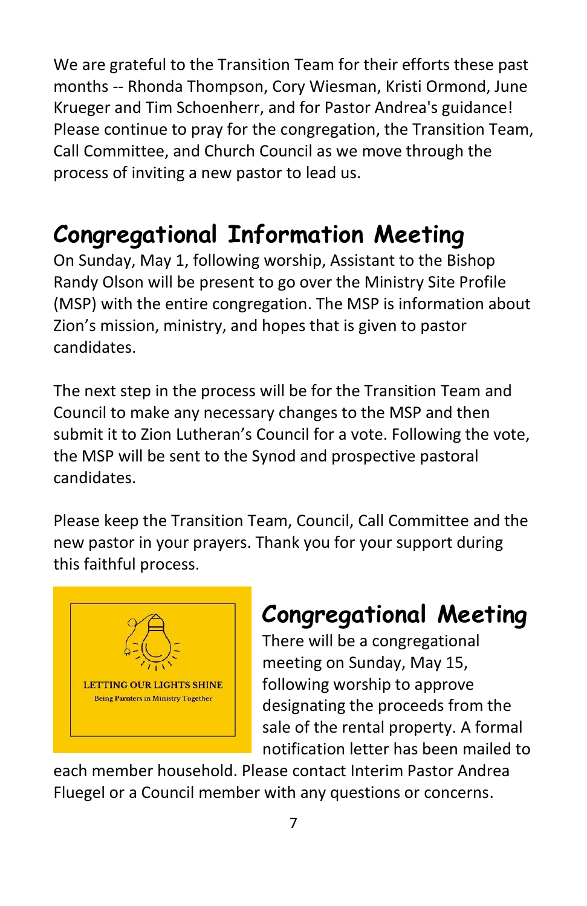We are grateful to the Transition Team for their efforts these past months -- Rhonda Thompson, Cory Wiesman, Kristi Ormond, June Krueger and Tim Schoenherr, and for Pastor Andrea's guidance! Please continue to pray for the congregation, the Transition Team, Call Committee, and Church Council as we move through the process of inviting a new pastor to lead us.

## Congregational Information Meeting

On Sunday, May 1, following worship, Assistant to the Bishop Randy Olson will be present to go over the Ministry Site Profile (MSP) with the entire congregation. The MSP is information about Zion's mission, ministry, and hopes that is given to pastor candidates.

The next step in the process will be for the Transition Team and Council to make any necessary changes to the MSP and then submit it to Zion Lutheran's Council for a vote. Following the vote, the MSP will be sent to the Synod and prospective pastoral candidates.

Please keep the Transition Team, Council, Call Committee and the new pastor in your prayers. Thank you for your support during this faithful process.

LETTING OUR LIGHTS SHINE

Being Parnters in Ministry Together

## Congregational Meeting

There will be a congregational meeting on Sunday, May 15, following worship to approve designating the proceeds from the sale of the rental property. A formal notification letter has been mailed to each member household. Please contact Interim Pastor Andrea Fluegel or a Council member with any questions or concerns.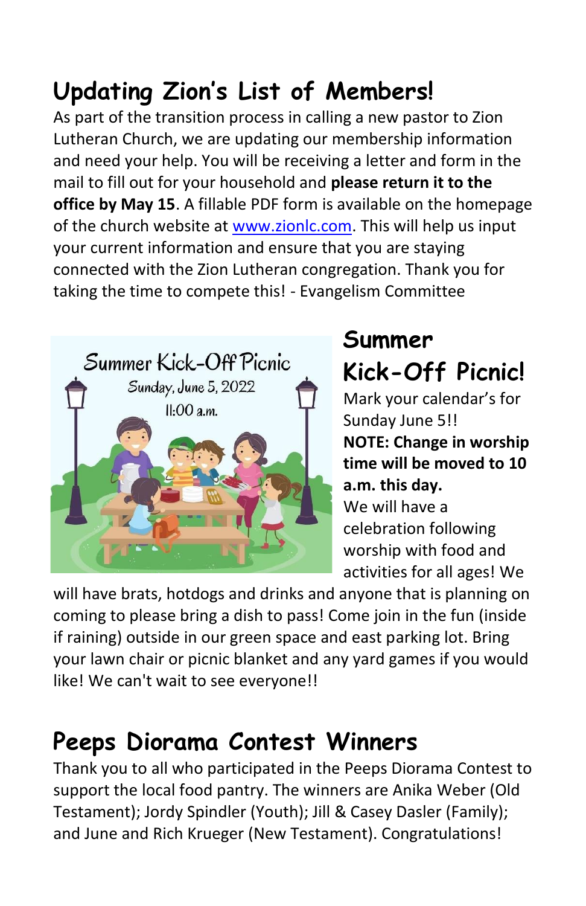## Updating Zion's List of Members!

As part of the transition process in calling a new pastor to Zion Lutheran Church, we are updating our membership information and need your help. You will be receiving a letter and form in the mail to fill out for your household and **please return it to the office by May 15**. A fillable PDF form is available on the homepage of the church website at [www.zionlc.com](www.zionlc.com). This will help us input your current information and ensure that you are staying connected with the Zion Lutheran congregation. Thank you for taking the time to compete this! - Evangelism Committee

Summer Kick-Off Picnic
Sunday, June 5, 2022
11:00 a.m.

## Summer Kick-Off Picnic!

Mark your calendar's for Sunday June 5!!
**NOTE: Change in worship time will be moved to 10 a.m. this day.**
We will have a celebration following worship with food and activities for all ages! We will have brats, hotdogs and drinks and anyone that is planning on coming to please bring a dish to pass! Come join in the fun (inside if raining) outside in our green space and east parking lot. Bring your lawn chair or picnic blanket and any yard games if you would like! We can't wait to see everyone!!

## Peeps Diorama Contest Winners

Thank you to all who participated in the Peeps Diorama Contest to support the local food pantry. The winners are Anika Weber (Old Testament); Jordy Spindler (Youth); Jill & Casey Dasler (Family); and June and Rich Krueger (New Testament). Congratulations!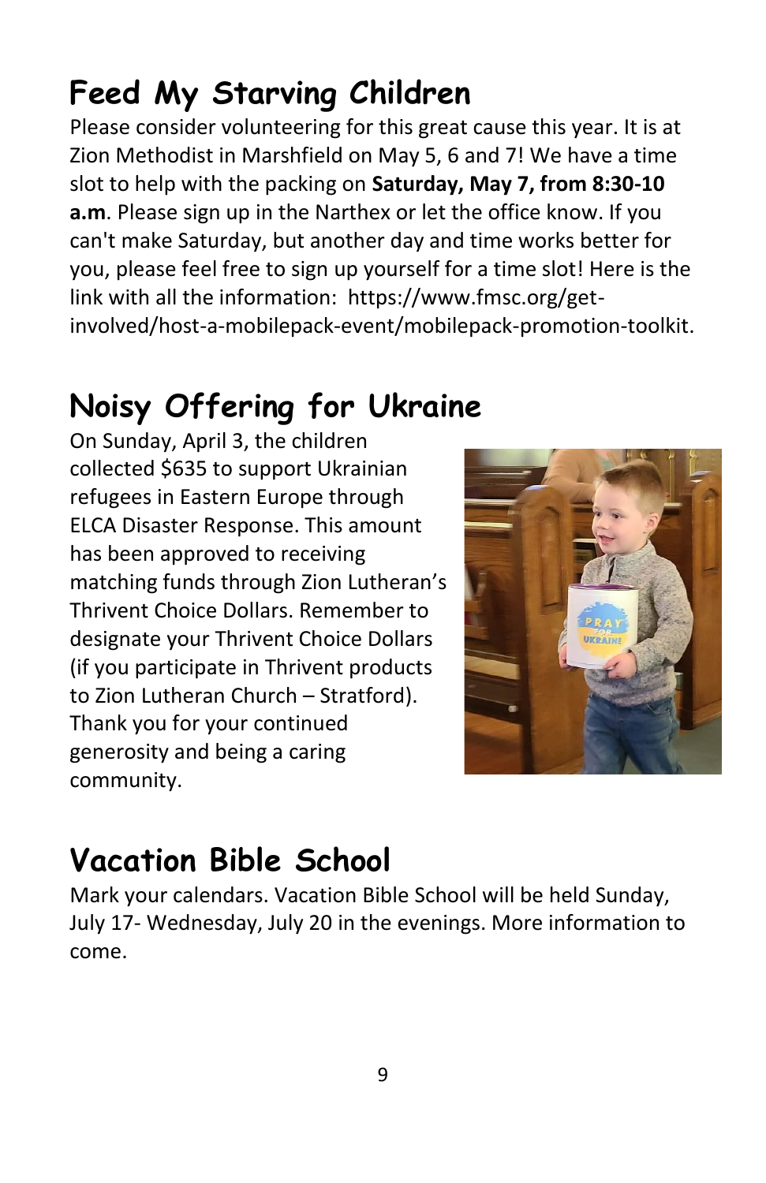# Feed My Starving Children

Please consider volunteering for this great cause this year. It is at Zion Methodist in Marshfield on May 5, 6 and 7! We have a time slot to help with the packing on **Saturday, May 7, from 8:30-10 a.m**. Please sign up in the Narthex or let the office know. If you can't make Saturday, but another day and time works better for you, please feel free to sign up yourself for a time slot! Here is the link with all the information: https://www.fmsc.org/get-involved/host-a-mobilepack-event/mobilepack-promotion-toolkit.

# Noisy Offering for Ukraine

On Sunday, April 3, the children collected $635 to support Ukrainian refugees in Eastern Europe through ELCA Disaster Response. This amount has been approved to receiving matching funds through Zion Lutheran's Thrivent Choice Dollars. Remember to designate your Thrivent Choice Dollars (if you participate in Thrivent products to Zion Lutheran Church – Stratford). Thank you for your continued generosity and being a caring community.

# Vacation Bible School

Mark your calendars. Vacation Bible School will be held Sunday, July 17- Wednesday, July 20 in the evenings. More information to come.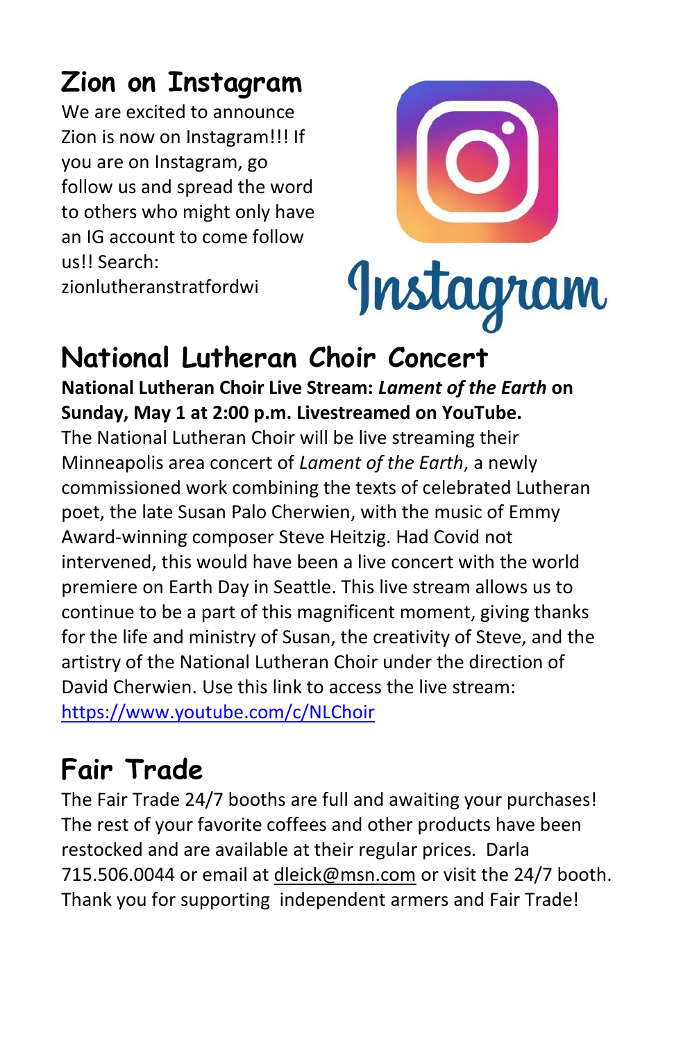## Zion on Instagram

We are excited to announce Zion is now on Instagram!!! If you are on Instagram, go follow us and spread the word to others who might only have an IG account to come follow us!! Search: zionlutheranstratfordwi

## National Lutheran Choir Concert

**National Lutheran Choir Live Stream: *Lament of the Earth* on Sunday, May 1 at 2:00 p.m. Livestreamed on YouTube.**

The National Lutheran Choir will be live streaming their Minneapolis area concert of *Lament of the Earth*, a newly commissioned work combining the texts of celebrated Lutheran poet, the late Susan Palo Cherwien, with the music of Emmy Award-winning composer Steve Heitzig. Had Covid not intervened, this would have been a live concert with the world premiere on Earth Day in Seattle. This live stream allows us to continue to be a part of this magnificent moment, giving thanks for the life and ministry of Susan, the creativity of Steve, and the artistry of the National Lutheran Choir under the direction of David Cherwien. Use this link to access the live stream: https://www.youtube.com/c/NLChoir

## Fair Trade

The Fair Trade 24/7 booths are full and awaiting your purchases! The rest of your favorite coffees and other products have been restocked and are available at their regular prices. Darla 715.506.0044 or email at dleick@msn.com or visit the 24/7 booth. Thank you for supporting independent armers and Fair Trade!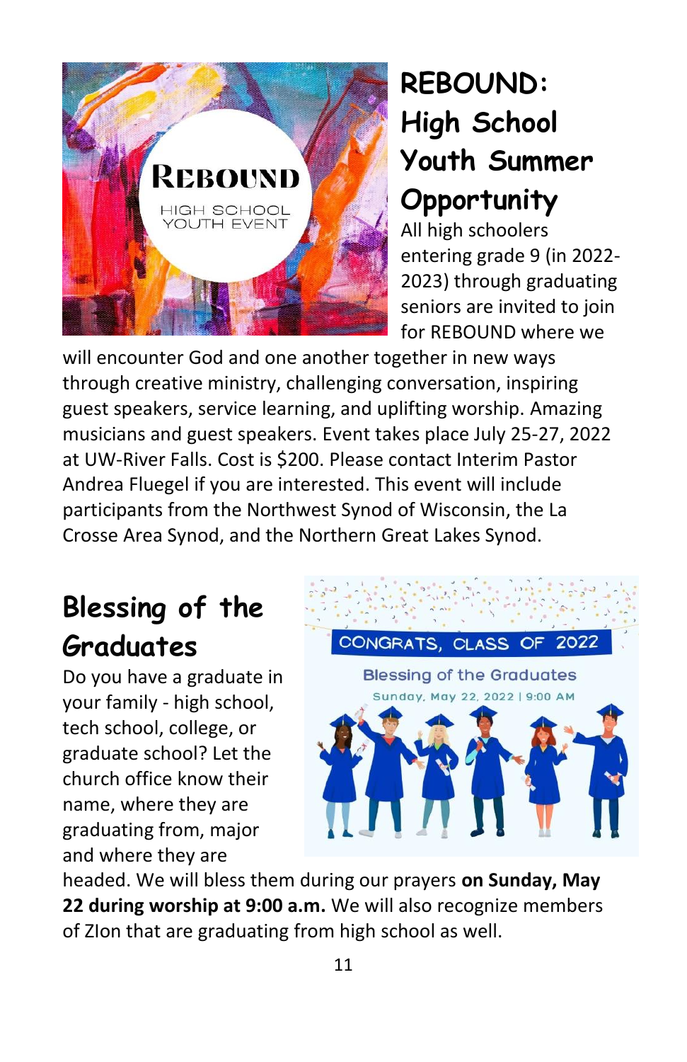## REBOUND: High School Youth Summer Opportunity

All high schoolers entering grade 9 (in 2022-2023) through graduating seniors are invited to join for REBOUND where we will encounter God and one another together in new ways through creative ministry, challenging conversation, inspiring guest speakers, service learning, and uplifting worship. Amazing musicians and guest speakers. Event takes place July 25-27, 2022 at UW-River Falls. Cost is $200. Please contact Interim Pastor Andrea Fluegel if you are interested. This event will include participants from the Northwest Synod of Wisconsin, the La Crosse Area Synod, and the Northern Great Lakes Synod.

## Blessing of the Graduates

Do you have a graduate in your family - high school, tech school, college, or graduate school? Let the church office know their name, where they are graduating from, major and where they are headed. We will bless them during our prayers **on Sunday, May 22 during worship at 9:00 a.m.** We will also recognize members of ZIon that are graduating from high school as well.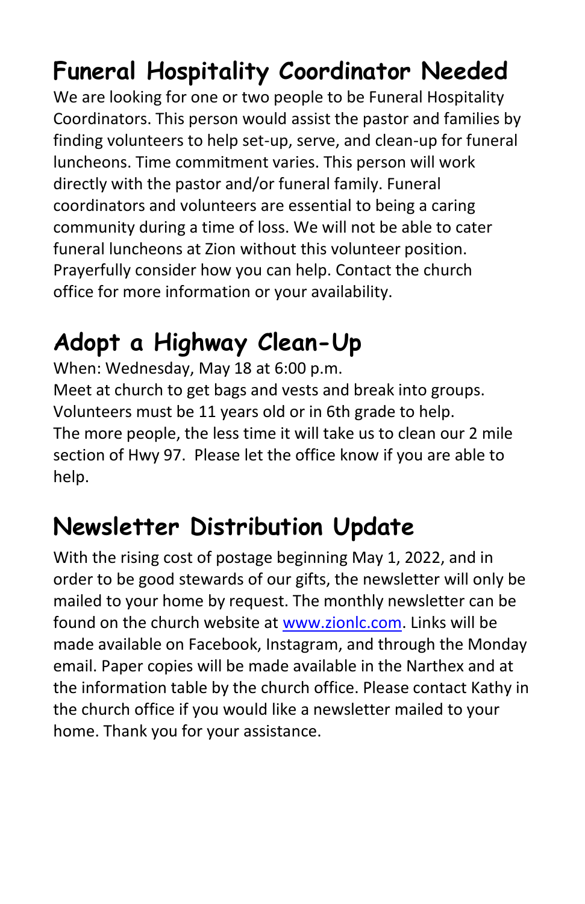## Funeral Hospitality Coordinator Needed

We are looking for one or two people to be Funeral Hospitality Coordinators. This person would assist the pastor and families by finding volunteers to help set-up, serve, and clean-up for funeral luncheons. Time commitment varies. This person will work directly with the pastor and/or funeral family. Funeral coordinators and volunteers are essential to being a caring community during a time of loss. We will not be able to cater funeral luncheons at Zion without this volunteer position. Prayerfully consider how you can help. Contact the church office for more information or your availability.

## Adopt a Highway Clean-Up

When: Wednesday, May 18 at 6:00 p.m.
Meet at church to get bags and vests and break into groups.
Volunteers must be 11 years old or in 6th grade to help.
The more people, the less time it will take us to clean our 2 mile section of Hwy 97. Please let the office know if you are able to help.

## Newsletter Distribution Update

With the rising cost of postage beginning May 1, 2022, and in order to be good stewards of our gifts, the newsletter will only be mailed to your home by request. The monthly newsletter can be found on the church website at [www.zionlc.com](http://www.zionlc.com). Links will be made available on Facebook, Instagram, and through the Monday email. Paper copies will be made available in the Narthex and at the information table by the church office. Please contact Kathy in the church office if you would like a newsletter mailed to your home. Thank you for your assistance.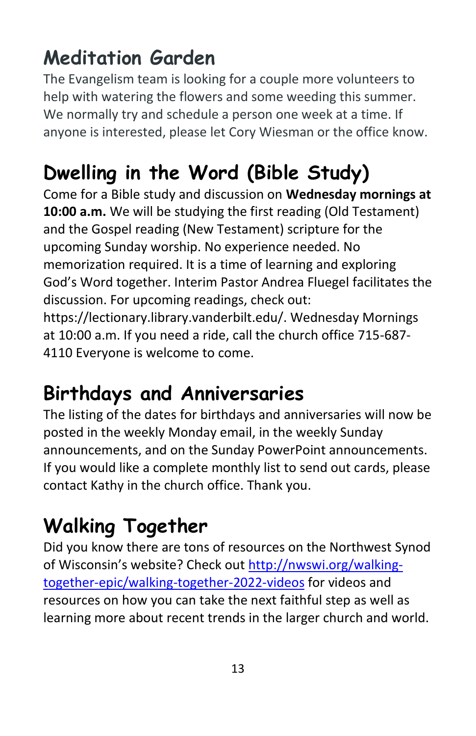## Meditation Garden

The Evangelism team is looking for a couple more volunteers to help with watering the flowers and some weeding this summer. We normally try and schedule a person one week at a time. If anyone is interested, please let Cory Wiesman or the office know.

## Dwelling in the Word (Bible Study)

Come for a Bible study and discussion on **Wednesday mornings at 10:00 a.m.** We will be studying the first reading (Old Testament) and the Gospel reading (New Testament) scripture for the upcoming Sunday worship. No experience needed. No memorization required. It is a time of learning and exploring God's Word together. Interim Pastor Andrea Fluegel facilitates the discussion. For upcoming readings, check out: https://lectionary.library.vanderbilt.edu/. Wednesday Mornings at 10:00 a.m. If you need a ride, call the church office 715-687-4110 Everyone is welcome to come.

## Birthdays and Anniversaries

The listing of the dates for birthdays and anniversaries will now be posted in the weekly Monday email, in the weekly Sunday announcements, and on the Sunday PowerPoint announcements. If you would like a complete monthly list to send out cards, please contact Kathy in the church office. Thank you.

## Walking Together

Did you know there are tons of resources on the Northwest Synod of Wisconsin's website? Check out [http://nwswi.org/walking-together-epic/walking-together-2022-videos](http://nwswi.org/walking-together-epic/walking-together-2022-videos) for videos and resources on how you can take the next faithful step as well as learning more about recent trends in the larger church and world.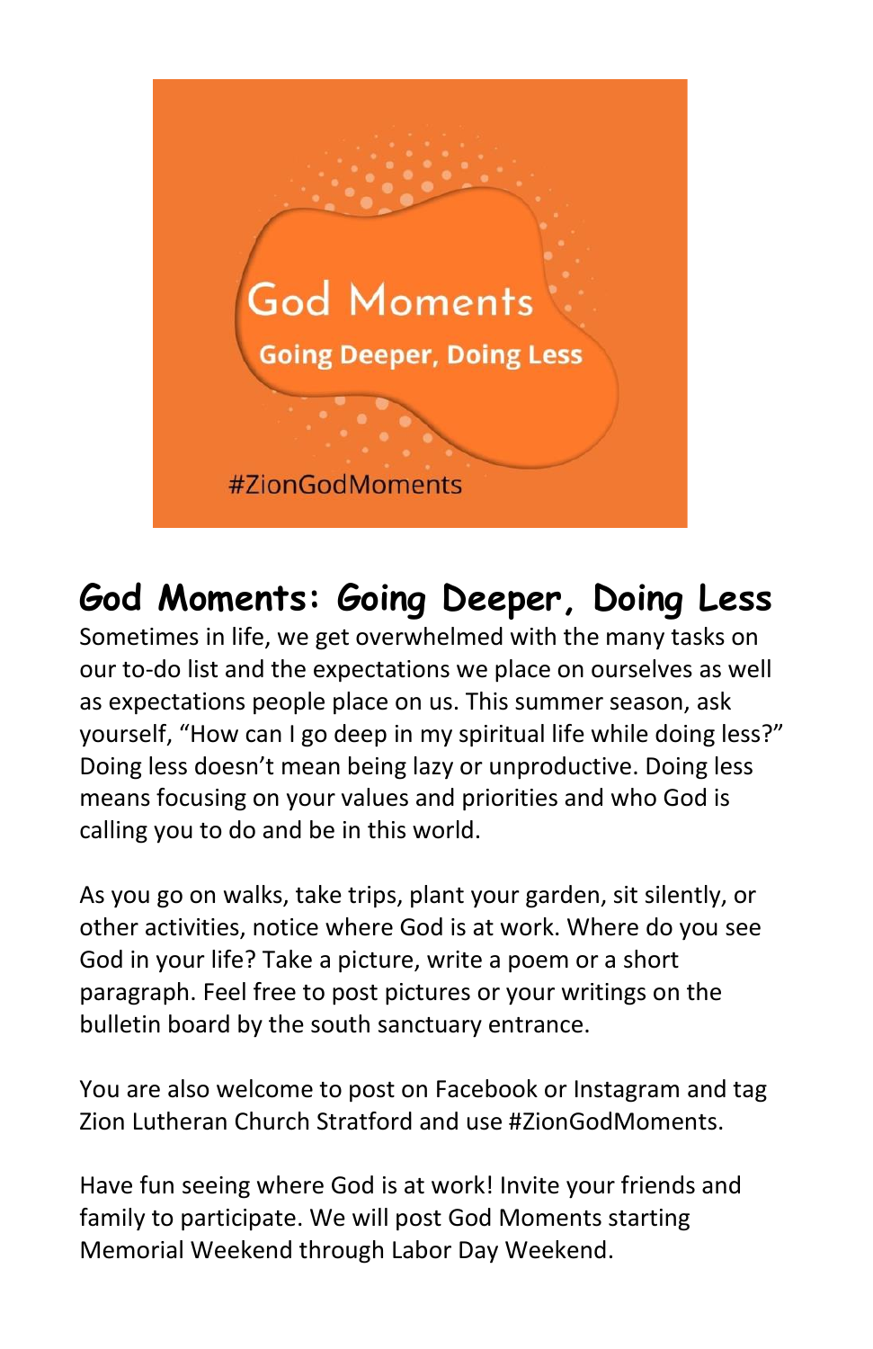God Moments

Going Deeper, Doing Less

#ZionGodMoments

## God Moments: Going Deeper, Doing Less

Sometimes in life, we get overwhelmed with the many tasks on our to-do list and the expectations we place on ourselves as well as expectations people place on us. This summer season, ask yourself, "How can I go deep in my spiritual life while doing less?" Doing less doesn't mean being lazy or unproductive. Doing less means focusing on your values and priorities and who God is calling you to do and be in this world.

As you go on walks, take trips, plant your garden, sit silently, or other activities, notice where God is at work. Where do you see God in your life? Take a picture, write a poem or a short paragraph. Feel free to post pictures or your writings on the bulletin board by the south sanctuary entrance.

You are also welcome to post on Facebook or Instagram and tag Zion Lutheran Church Stratford and use #ZionGodMoments.

Have fun seeing where God is at work! Invite your friends and family to participate. We will post God Moments starting Memorial Weekend through Labor Day Weekend.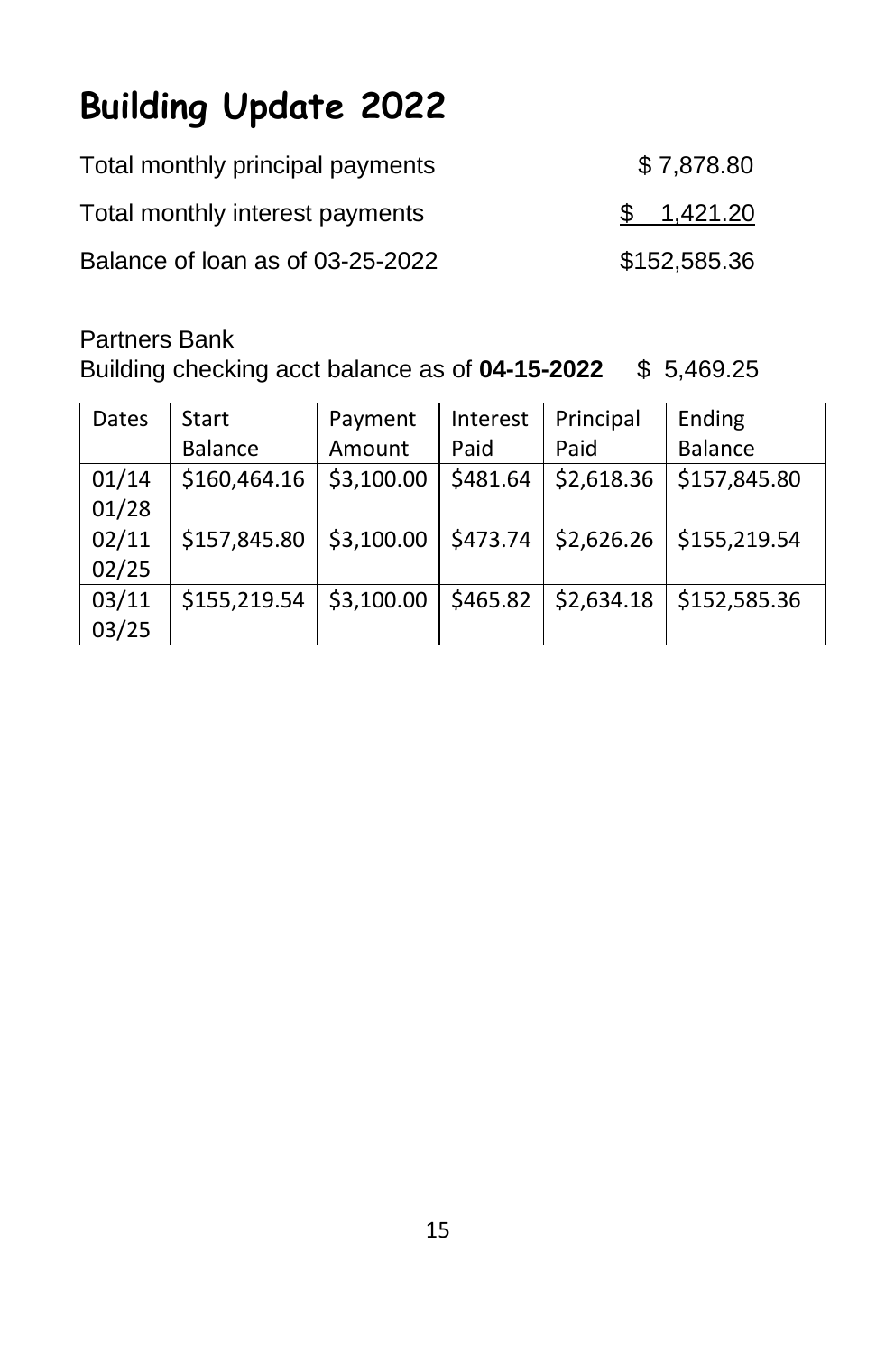# Building Update 2022

Total monthly principal payments $ 7,878.80

Total monthly interest payments $ 1,421.20

Balance of loan as of 03-25-2022 $152,585.36

Partners Bank
Building checking acct balance as of **04-15-2022** $ 5,469.25

| Dates | Start Balance | Payment Amount | Interest Paid | Principal Paid | Ending Balance |
|---|---|---|---|---|---|
| 01/14 01/28 | $160,464.16 | $3,100.00 | $481.64 | $2,618.36 | $157,845.80 |
| 02/11 02/25 | $157,845.80 | $3,100.00 | $473.74 | $2,626.26 | $155,219.54 |
| 03/11 03/25 | $155,219.54 | $3,100.00 | $465.82 | $2,634.18 | $152,585.36 |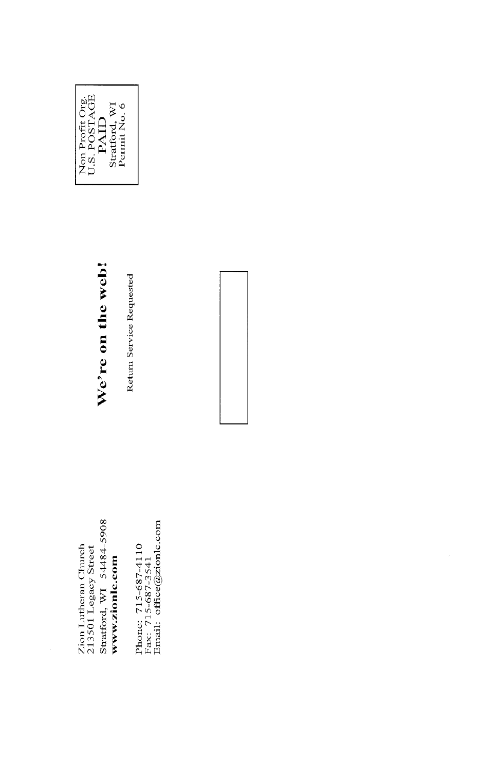Zion Lutheran Church
213501 Legacy Street
Stratford, WI 54484-5908
**www.zionlc.com**

Phone: 715-687-4110
Fax: 715-687-3541
Email: office@zionlc.com

**We're on the web!**

Return Service Requested

Non Profit Org.
U.S. POSTAGE
PAID
Stratford, WI
Permit No. 6